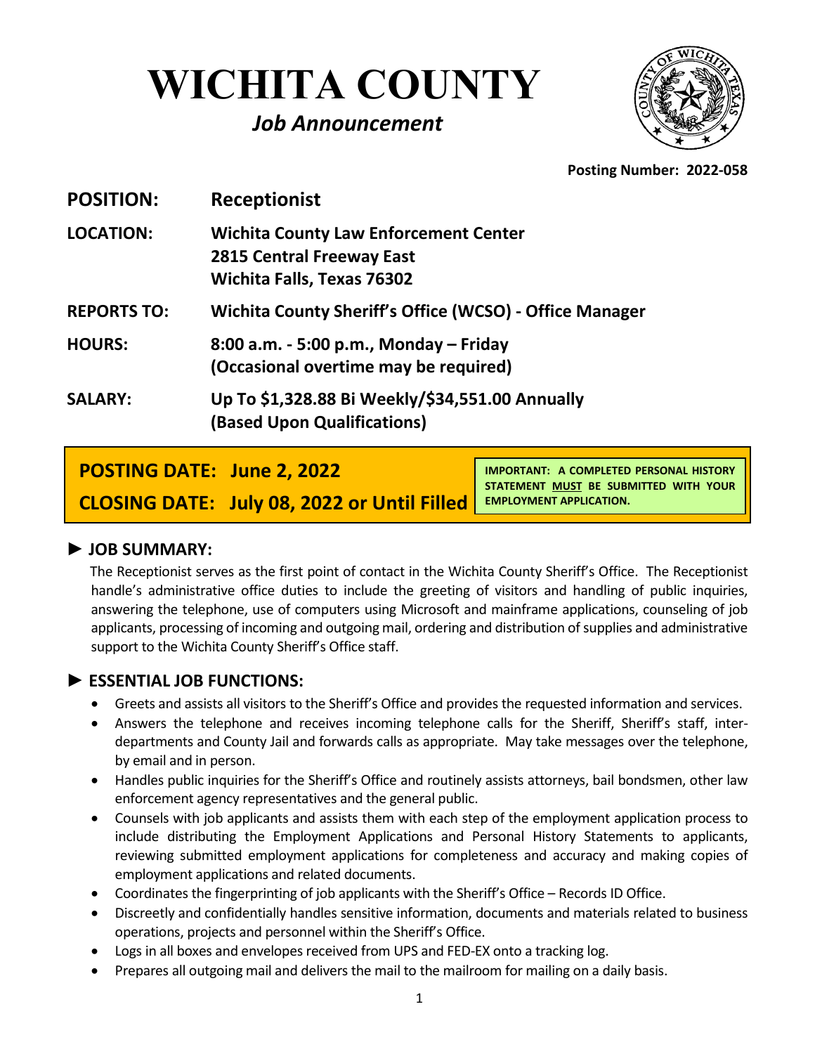# WICHITA COUNTY

***Job Announcement***

**Posting Number: 2022-058**

**POSITION:** **Receptionist**

**LOCATION:** **Wichita County Law Enforcement Center**
**2815 Central Freeway East**
**Wichita Falls, Texas 76302**

**REPORTS TO:** **Wichita County Sheriff's Office (WCSO) - Office Manager**

**HOURS:** **8:00 a.m. - 5:00 p.m., Monday – Friday**
**(Occasional overtime may be required)**

**SALARY:** **Up To $1,328.88 Bi Weekly/$34,551.00 Annually**
**(Based Upon Qualifications)**

**POSTING DATE: June 2, 2022**

**CLOSING DATE: July 08, 2022 or Until Filled**

**IMPORTANT: A COMPLETED PERSONAL HISTORY STATEMENT MUST BE SUBMITTED WITH YOUR EMPLOYMENT APPLICATION.**

## ► JOB SUMMARY:

The Receptionist serves as the first point of contact in the Wichita County Sheriff's Office. The Receptionist handle's administrative office duties to include the greeting of visitors and handling of public inquiries, answering the telephone, use of computers using Microsoft and mainframe applications, counseling of job applicants, processing of incoming and outgoing mail, ordering and distribution of supplies and administrative support to the Wichita County Sheriff's Office staff.

## ► ESSENTIAL JOB FUNCTIONS:

- Greets and assists all visitors to the Sheriff's Office and provides the requested information and services.
- Answers the telephone and receives incoming telephone calls for the Sheriff, Sheriff's staff, inter-departments and County Jail and forwards calls as appropriate. May take messages over the telephone, by email and in person.
- Handles public inquiries for the Sheriff's Office and routinely assists attorneys, bail bondsmen, other law enforcement agency representatives and the general public.
- Counsels with job applicants and assists them with each step of the employment application process to include distributing the Employment Applications and Personal History Statements to applicants, reviewing submitted employment applications for completeness and accuracy and making copies of employment applications and related documents.
- Coordinates the fingerprinting of job applicants with the Sheriff's Office – Records ID Office.
- Discreetly and confidentially handles sensitive information, documents and materials related to business operations, projects and personnel within the Sheriff's Office.
- Logs in all boxes and envelopes received from UPS and FED-EX onto a tracking log.
- Prepares all outgoing mail and delivers the mail to the mailroom for mailing on a daily basis.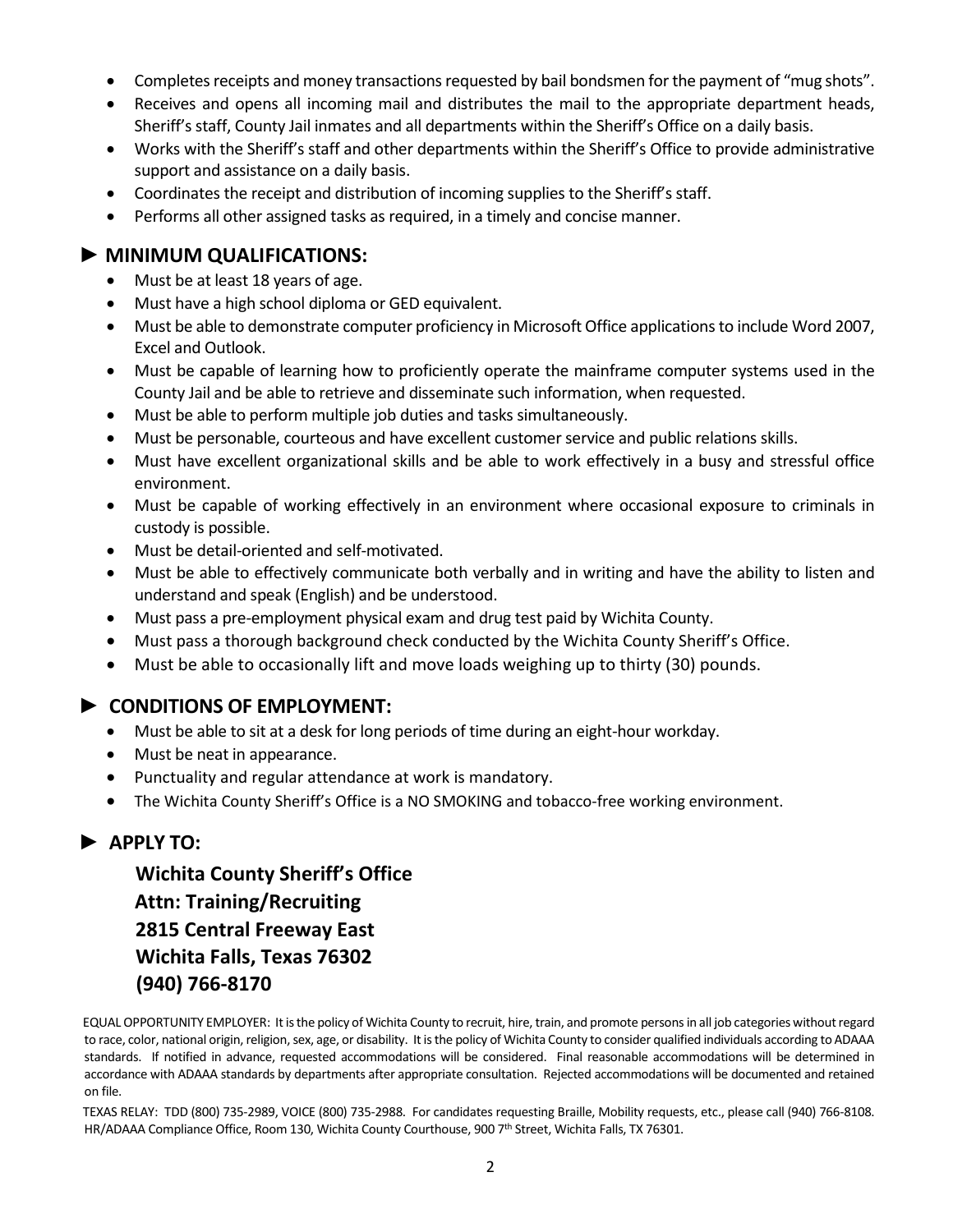- Completes receipts and money transactions requested by bail bondsmen for the payment of "mug shots".
- Receives and opens all incoming mail and distributes the mail to the appropriate department heads, Sheriff's staff, County Jail inmates and all departments within the Sheriff's Office on a daily basis.
- Works with the Sheriff's staff and other departments within the Sheriff's Office to provide administrative support and assistance on a daily basis.
- Coordinates the receipt and distribution of incoming supplies to the Sheriff's staff.
- Performs all other assigned tasks as required, in a timely and concise manner.

## ► MINIMUM QUALIFICATIONS:

- Must be at least 18 years of age.
- Must have a high school diploma or GED equivalent.
- Must be able to demonstrate computer proficiency in Microsoft Office applications to include Word 2007, Excel and Outlook.
- Must be capable of learning how to proficiently operate the mainframe computer systems used in the County Jail and be able to retrieve and disseminate such information, when requested.
- Must be able to perform multiple job duties and tasks simultaneously.
- Must be personable, courteous and have excellent customer service and public relations skills.
- Must have excellent organizational skills and be able to work effectively in a busy and stressful office environment.
- Must be capable of working effectively in an environment where occasional exposure to criminals in custody is possible.
- Must be detail-oriented and self-motivated.
- Must be able to effectively communicate both verbally and in writing and have the ability to listen and understand and speak (English) and be understood.
- Must pass a pre-employment physical exam and drug test paid by Wichita County.
- Must pass a thorough background check conducted by the Wichita County Sheriff's Office.
- Must be able to occasionally lift and move loads weighing up to thirty (30) pounds.

## ► CONDITIONS OF EMPLOYMENT:

- Must be able to sit at a desk for long periods of time during an eight-hour workday.
- Must be neat in appearance.
- Punctuality and regular attendance at work is mandatory.
- The Wichita County Sheriff's Office is a NO SMOKING and tobacco-free working environment.

## ► APPLY TO:

**Wichita County Sheriff's Office**
**Attn: Training/Recruiting**
**2815 Central Freeway East**
**Wichita Falls, Texas 76302**
**(940) 766-8170**

EQUAL OPPORTUNITY EMPLOYER: It is the policy of Wichita County to recruit, hire, train, and promote persons in all job categories without regard to race, color, national origin, religion, sex, age, or disability. It is the policy of Wichita County to consider qualified individuals according to ADAAA standards. If notified in advance, requested accommodations will be considered. Final reasonable accommodations will be determined in accordance with ADAAA standards by departments after appropriate consultation. Rejected accommodations will be documented and retained on file.

TEXAS RELAY: TDD (800) 735-2989, VOICE (800) 735-2988. For candidates requesting Braille, Mobility requests, etc., please call (940) 766-8108. HR/ADAAA Compliance Office, Room 130, Wichita County Courthouse, 900 7th Street, Wichita Falls, TX 76301.